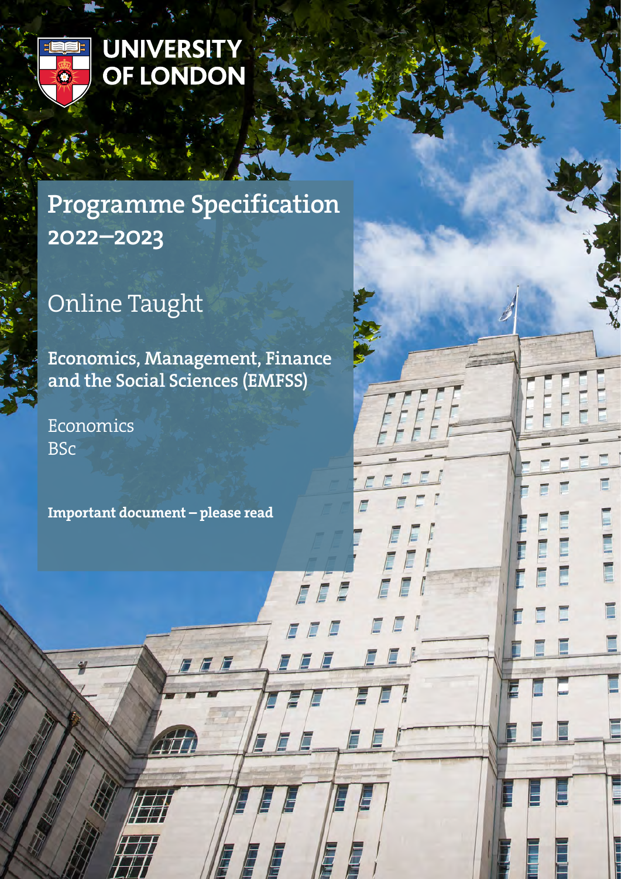UNIVERSITY OF LONDON

# Programme Specification 2022–2023

## Online Taught

**Economics, Management, Finance and the Social Sciences (EMFSS)**

Economics
BSc

**Important document – please read**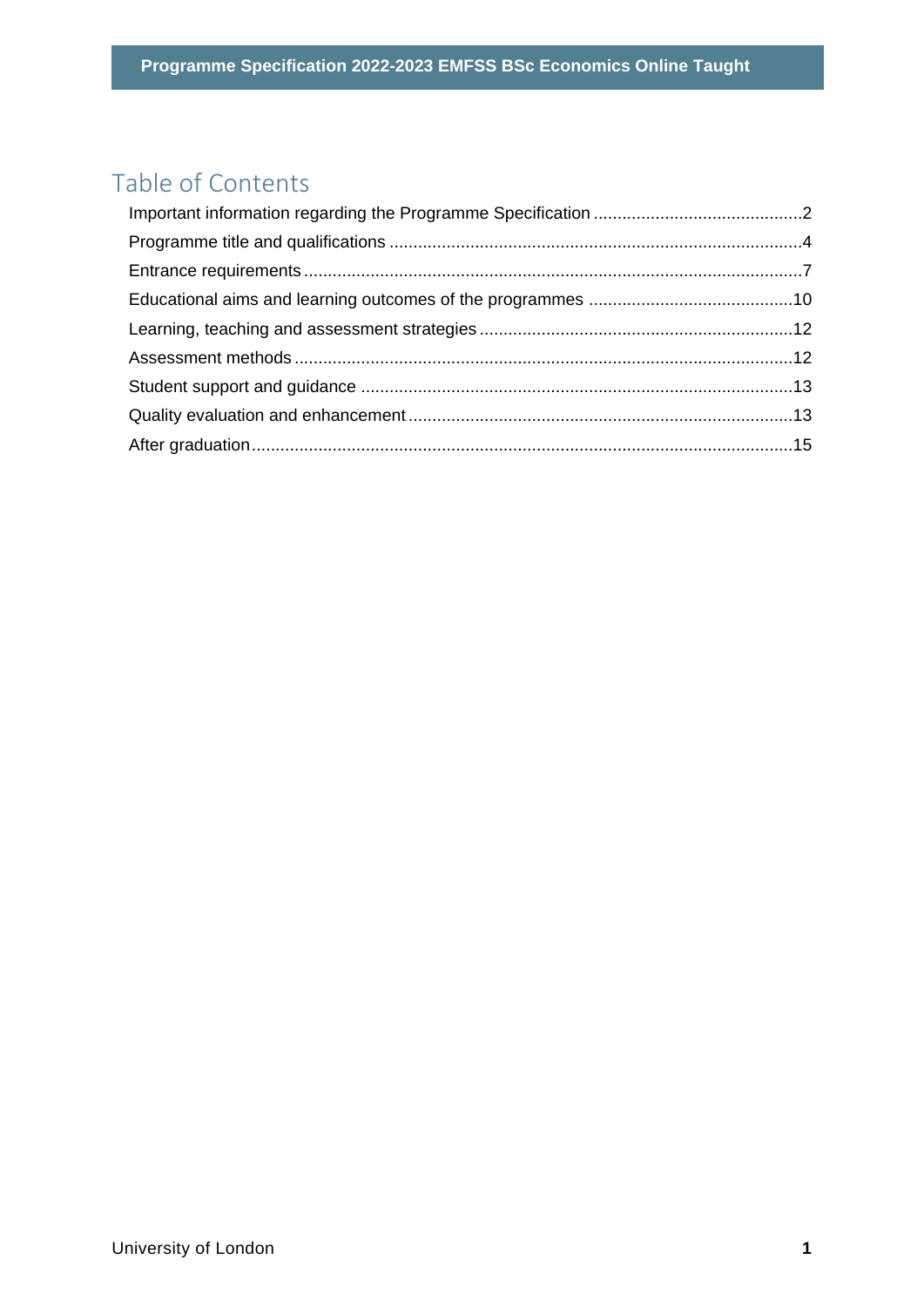# Table of Contents

Important information regarding the Programme Specification ............................................2
Programme title and qualifications ......................................................................................4
Entrance requirements ........................................................................................................7
Educational aims and learning outcomes of the programmes ...........................................10
Learning, teaching and assessment strategies ..................................................................12
Assessment methods .........................................................................................................12
Student support and guidance ...........................................................................................13
Quality evaluation and enhancement .................................................................................13
After graduation ..................................................................................................................15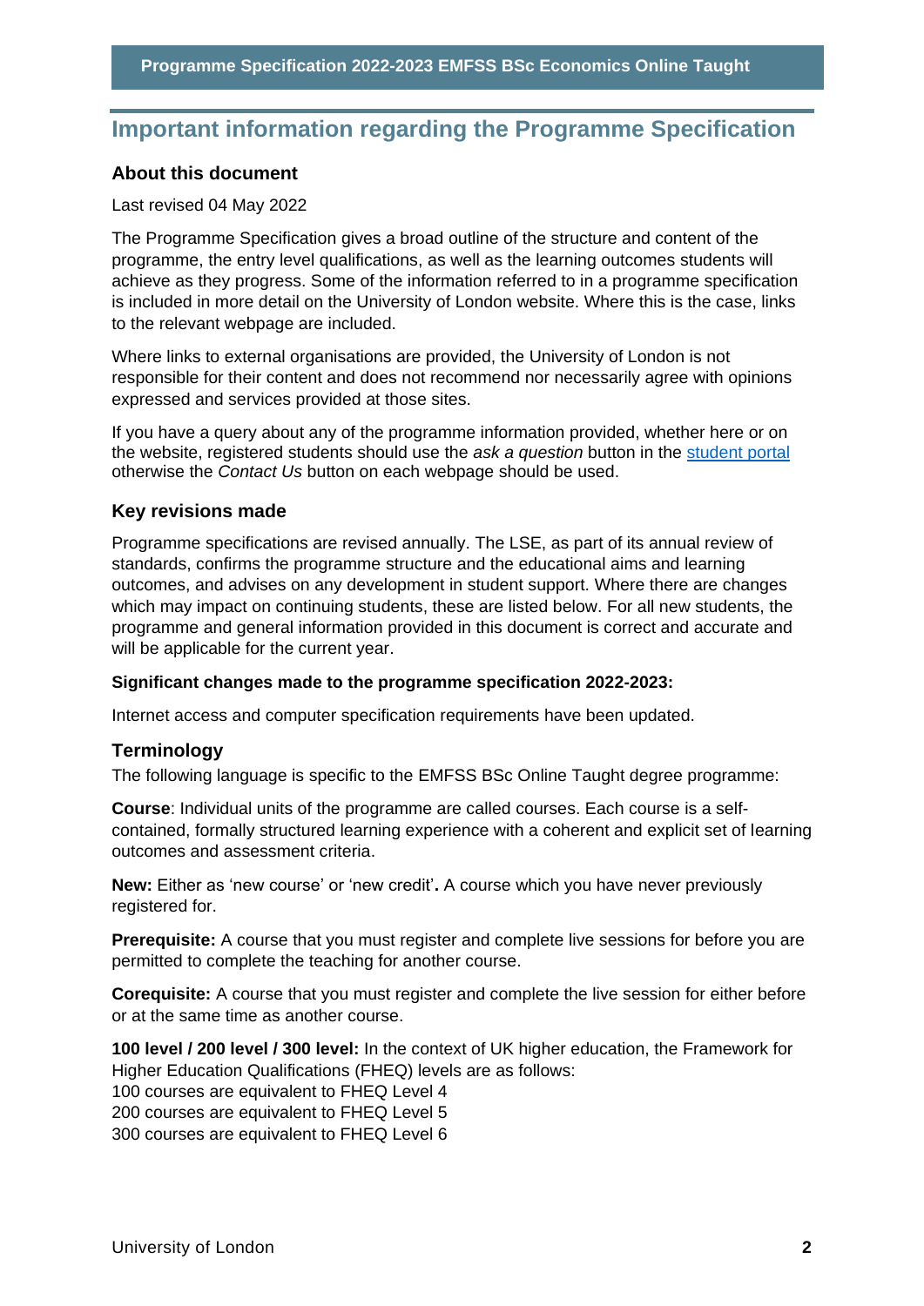# Important information regarding the Programme Specification

### About this document

Last revised 04 May 2022

The Programme Specification gives a broad outline of the structure and content of the programme, the entry level qualifications, as well as the learning outcomes students will achieve as they progress. Some of the information referred to in a programme specification is included in more detail on the University of London website. Where this is the case, links to the relevant webpage are included.

Where links to external organisations are provided, the University of London is not responsible for their content and does not recommend nor necessarily agree with opinions expressed and services provided at those sites.

If you have a query about any of the programme information provided, whether here or on the website, registered students should use the *ask a question* button in the student portal otherwise the *Contact Us* button on each webpage should be used.

### Key revisions made

Programme specifications are revised annually. The LSE, as part of its annual review of standards, confirms the programme structure and the educational aims and learning outcomes, and advises on any development in student support. Where there are changes which may impact on continuing students, these are listed below. For all new students, the programme and general information provided in this document is correct and accurate and will be applicable for the current year.

**Significant changes made to the programme specification 2022-2023:**

Internet access and computer specification requirements have been updated.

### Terminology

The following language is specific to the EMFSS BSc Online Taught degree programme:

**Course**: Individual units of the programme are called courses. Each course is a self-contained, formally structured learning experience with a coherent and explicit set of learning outcomes and assessment criteria.

**New:** Either as 'new course' or 'new credit'**.** A course which you have never previously registered for.

**Prerequisite:** A course that you must register and complete live sessions for before you are permitted to complete the teaching for another course.

**Corequisite:** A course that you must register and complete the live session for either before or at the same time as another course.

**100 level / 200 level / 300 level:** In the context of UK higher education, the Framework for Higher Education Qualifications (FHEQ) levels are as follows:
100 courses are equivalent to FHEQ Level 4
200 courses are equivalent to FHEQ Level 5
300 courses are equivalent to FHEQ Level 6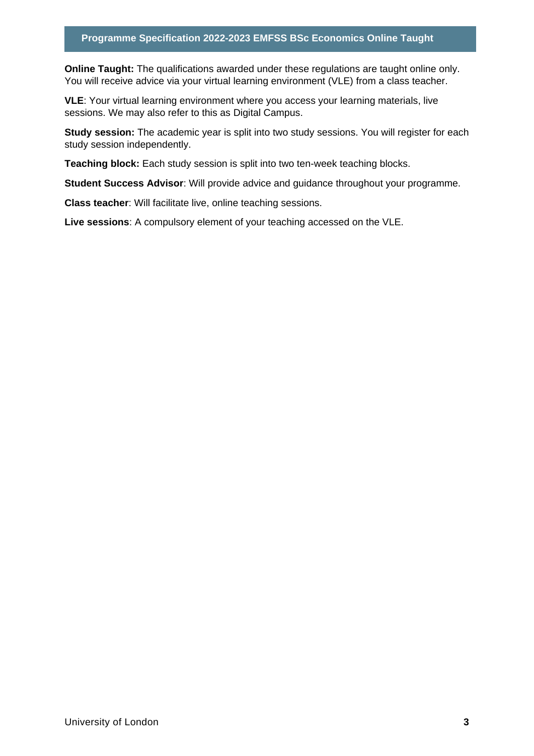**Online Taught:** The qualifications awarded under these regulations are taught online only. You will receive advice via your virtual learning environment (VLE) from a class teacher.

**VLE**: Your virtual learning environment where you access your learning materials, live sessions. We may also refer to this as Digital Campus.

**Study session:** The academic year is split into two study sessions. You will register for each study session independently.

**Teaching block:** Each study session is split into two ten-week teaching blocks.

**Student Success Advisor**: Will provide advice and guidance throughout your programme.

**Class teacher**: Will facilitate live, online teaching sessions.

**Live sessions**: A compulsory element of your teaching accessed on the VLE.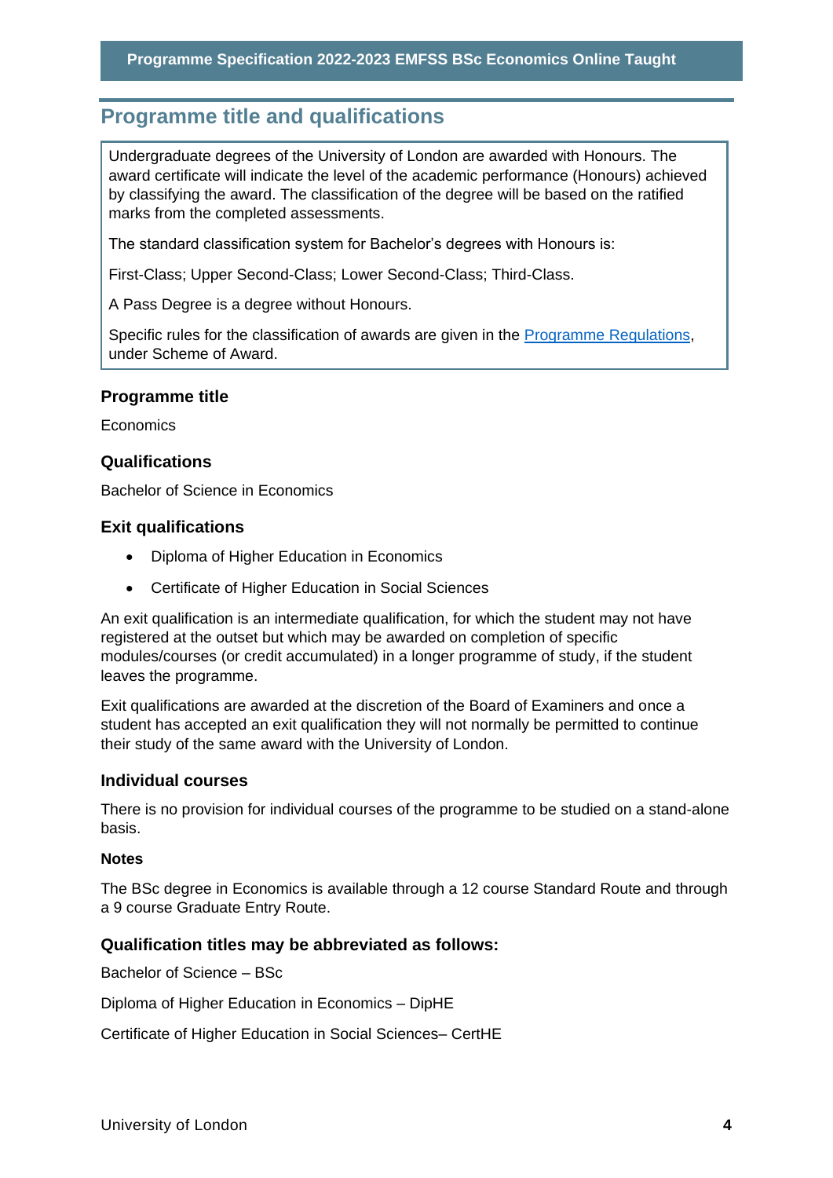## Programme title and qualifications

Undergraduate degrees of the University of London are awarded with Honours. The award certificate will indicate the level of the academic performance (Honours) achieved by classifying the award. The classification of the degree will be based on the ratified marks from the completed assessments.

The standard classification system for Bachelor's degrees with Honours is:

First-Class; Upper Second-Class; Lower Second-Class; Third-Class.

A Pass Degree is a degree without Honours.

Specific rules for the classification of awards are given in the Programme Regulations, under Scheme of Award.

### Programme title

Economics

### Qualifications

Bachelor of Science in Economics

### Exit qualifications

- Diploma of Higher Education in Economics
- Certificate of Higher Education in Social Sciences

An exit qualification is an intermediate qualification, for which the student may not have registered at the outset but which may be awarded on completion of specific modules/courses (or credit accumulated) in a longer programme of study, if the student leaves the programme.

Exit qualifications are awarded at the discretion of the Board of Examiners and once a student has accepted an exit qualification they will not normally be permitted to continue their study of the same award with the University of London.

### Individual courses

There is no provision for individual courses of the programme to be studied on a stand-alone basis.

#### Notes

The BSc degree in Economics is available through a 12 course Standard Route and through a 9 course Graduate Entry Route.

### Qualification titles may be abbreviated as follows:

Bachelor of Science – BSc

Diploma of Higher Education in Economics – DipHE

Certificate of Higher Education in Social Sciences– CertHE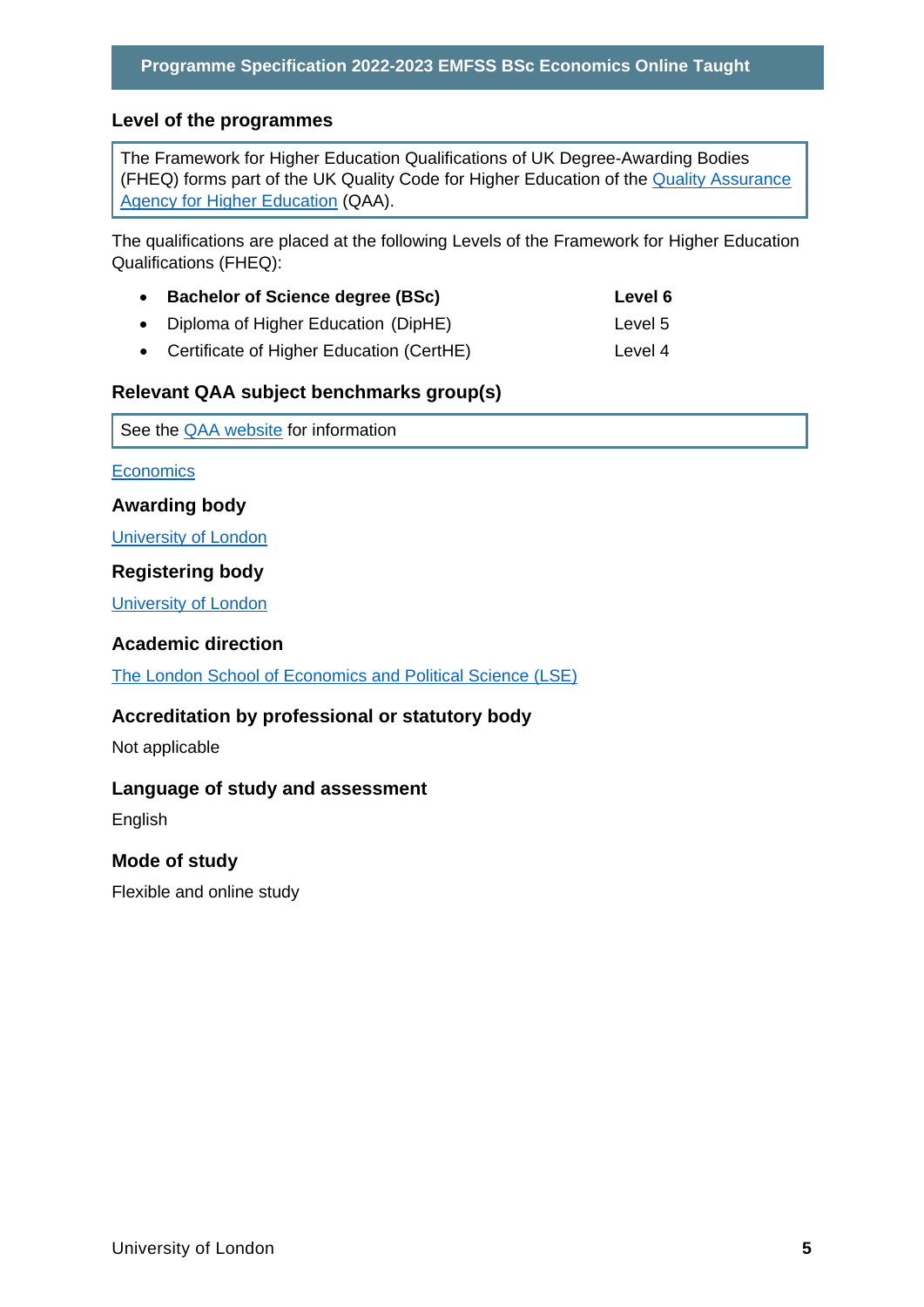## Level of the programmes

The Framework for Higher Education Qualifications of UK Degree-Awarding Bodies (FHEQ) forms part of the UK Quality Code for Higher Education of the Quality Assurance Agency for Higher Education (QAA).

The qualifications are placed at the following Levels of the Framework for Higher Education Qualifications (FHEQ):

- **Bachelor of Science degree (BSc)** — **Level 6**
- Diploma of Higher Education (DipHE) — Level 5
- Certificate of Higher Education (CertHE) — Level 4

## Relevant QAA subject benchmarks group(s)

See the QAA website for information

Economics

## Awarding body

University of London

## Registering body

University of London

## Academic direction

The London School of Economics and Political Science (LSE)

## Accreditation by professional or statutory body

Not applicable

## Language of study and assessment

English

## Mode of study

Flexible and online study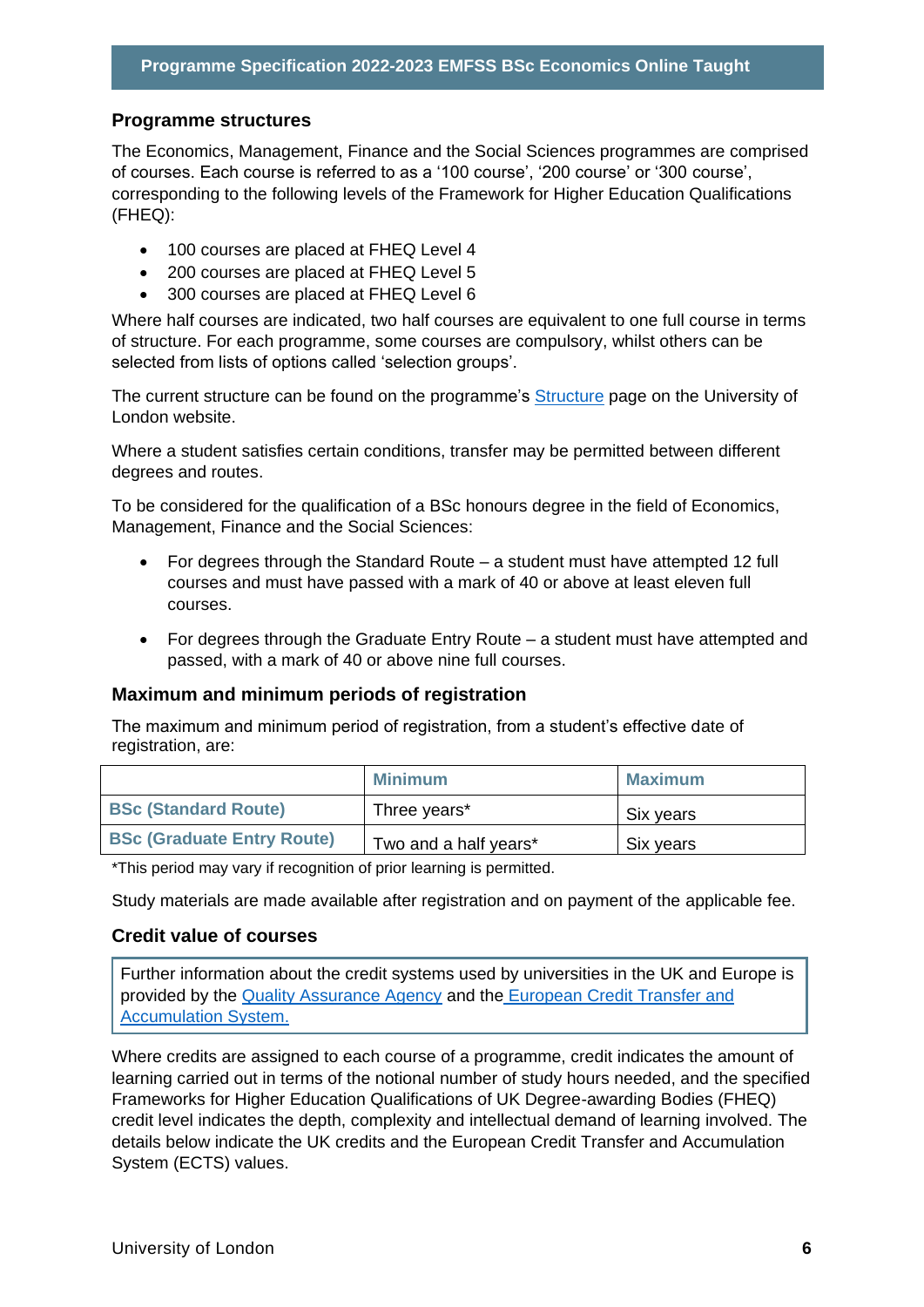## Programme structures

The Economics, Management, Finance and the Social Sciences programmes are comprised of courses. Each course is referred to as a '100 course', '200 course' or '300 course', corresponding to the following levels of the Framework for Higher Education Qualifications (FHEQ):

- 100 courses are placed at FHEQ Level 4
- 200 courses are placed at FHEQ Level 5
- 300 courses are placed at FHEQ Level 6

Where half courses are indicated, two half courses are equivalent to one full course in terms of structure. For each programme, some courses are compulsory, whilst others can be selected from lists of options called 'selection groups'.

The current structure can be found on the programme's [Structure]() page on the University of London website.

Where a student satisfies certain conditions, transfer may be permitted between different degrees and routes.

To be considered for the qualification of a BSc honours degree in the field of Economics, Management, Finance and the Social Sciences:

- For degrees through the Standard Route – a student must have attempted 12 full courses and must have passed with a mark of 40 or above at least eleven full courses.
- For degrees through the Graduate Entry Route – a student must have attempted and passed, with a mark of 40 or above nine full courses.

### Maximum and minimum periods of registration

The maximum and minimum period of registration, from a student's effective date of registration, are:

| | Minimum | Maximum |
|---|---|---|
| **BSc (Standard Route)** | Three years* | Six years |
| **BSc (Graduate Entry Route)** | Two and a half years* | Six years |

*This period may vary if recognition of prior learning is permitted.

Study materials are made available after registration and on payment of the applicable fee.

### Credit value of courses

Further information about the credit systems used by universities in the UK and Europe is provided by the [Quality Assurance Agency]() and the [European Credit Transfer and Accumulation System.]()

Where credits are assigned to each course of a programme, credit indicates the amount of learning carried out in terms of the notional number of study hours needed, and the specified Frameworks for Higher Education Qualifications of UK Degree-awarding Bodies (FHEQ) credit level indicates the depth, complexity and intellectual demand of learning involved. The details below indicate the UK credits and the European Credit Transfer and Accumulation System (ECTS) values.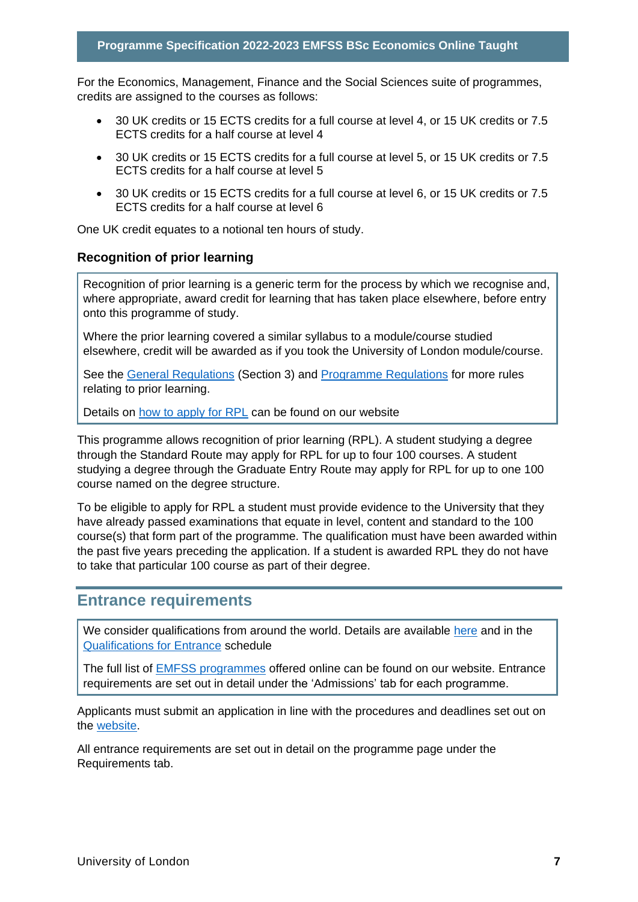For the Economics, Management, Finance and the Social Sciences suite of programmes, credits are assigned to the courses as follows:

- 30 UK credits or 15 ECTS credits for a full course at level 4, or 15 UK credits or 7.5 ECTS credits for a half course at level 4
- 30 UK credits or 15 ECTS credits for a full course at level 5, or 15 UK credits or 7.5 ECTS credits for a half course at level 5
- 30 UK credits or 15 ECTS credits for a full course at level 6, or 15 UK credits or 7.5 ECTS credits for a half course at level 6

One UK credit equates to a notional ten hours of study.

### Recognition of prior learning

Recognition of prior learning is a generic term for the process by which we recognise and, where appropriate, award credit for learning that has taken place elsewhere, before entry onto this programme of study.

Where the prior learning covered a similar syllabus to a module/course studied elsewhere, credit will be awarded as if you took the University of London module/course.

See the General Regulations (Section 3) and Programme Regulations for more rules relating to prior learning.

Details on how to apply for RPL can be found on our website

This programme allows recognition of prior learning (RPL). A student studying a degree through the Standard Route may apply for RPL for up to four 100 courses. A student studying a degree through the Graduate Entry Route may apply for RPL for up to one 100 course named on the degree structure.

To be eligible to apply for RPL a student must provide evidence to the University that they have already passed examinations that equate in level, content and standard to the 100 course(s) that form part of the programme. The qualification must have been awarded within the past five years preceding the application. If a student is awarded RPL they do not have to take that particular 100 course as part of their degree.

## Entrance requirements

We consider qualifications from around the world. Details are available here and in the Qualifications for Entrance schedule

The full list of EMFSS programmes offered online can be found on our website. Entrance requirements are set out in detail under the 'Admissions' tab for each programme.

Applicants must submit an application in line with the procedures and deadlines set out on the website.

All entrance requirements are set out in detail on the programme page under the Requirements tab.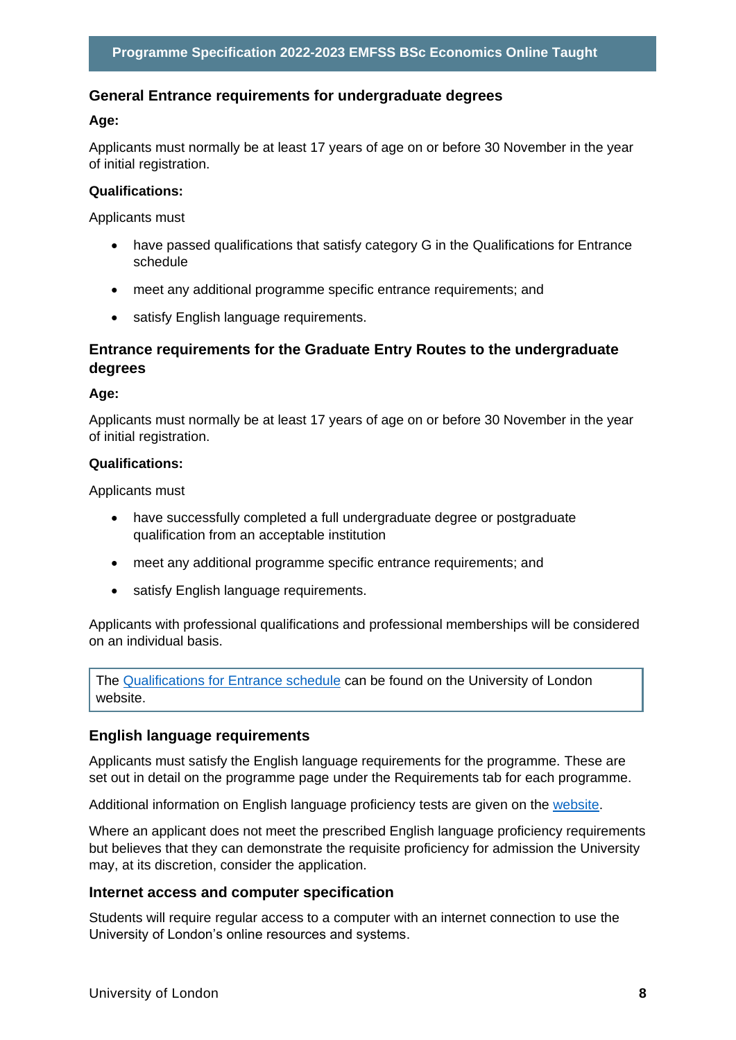## General Entrance requirements for undergraduate degrees

**Age:**

Applicants must normally be at least 17 years of age on or before 30 November in the year of initial registration.

**Qualifications:**

Applicants must

- have passed qualifications that satisfy category G in the Qualifications for Entrance schedule
- meet any additional programme specific entrance requirements; and
- satisfy English language requirements.

## Entrance requirements for the Graduate Entry Routes to the undergraduate degrees

**Age:**

Applicants must normally be at least 17 years of age on or before 30 November in the year of initial registration.

**Qualifications:**

Applicants must

- have successfully completed a full undergraduate degree or postgraduate qualification from an acceptable institution
- meet any additional programme specific entrance requirements; and
- satisfy English language requirements.

Applicants with professional qualifications and professional memberships will be considered on an individual basis.

The Qualifications for Entrance schedule can be found on the University of London website.

## English language requirements

Applicants must satisfy the English language requirements for the programme. These are set out in detail on the programme page under the Requirements tab for each programme.

Additional information on English language proficiency tests are given on the website.

Where an applicant does not meet the prescribed English language proficiency requirements but believes that they can demonstrate the requisite proficiency for admission the University may, at its discretion, consider the application.

## Internet access and computer specification

Students will require regular access to a computer with an internet connection to use the University of London's online resources and systems.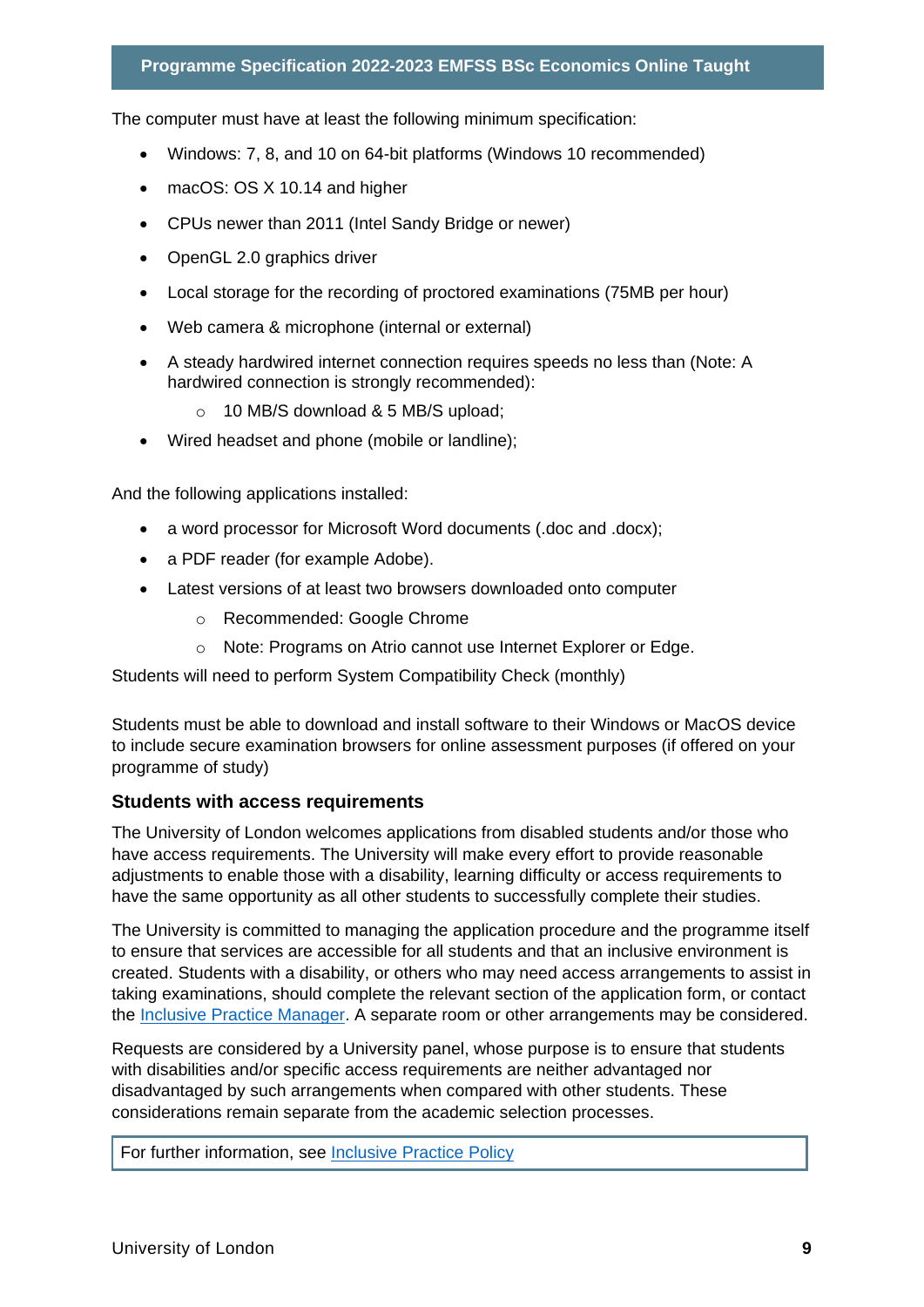The computer must have at least the following minimum specification:

- Windows: 7, 8, and 10 on 64-bit platforms (Windows 10 recommended)
- macOS: OS X 10.14 and higher
- CPUs newer than 2011 (Intel Sandy Bridge or newer)
- OpenGL 2.0 graphics driver
- Local storage for the recording of proctored examinations (75MB per hour)
- Web camera & microphone (internal or external)
- A steady hardwired internet connection requires speeds no less than (Note: A hardwired connection is strongly recommended):
    - 10 MB/S download & 5 MB/S upload;
- Wired headset and phone (mobile or landline);

And the following applications installed:

- a word processor for Microsoft Word documents (.doc and .docx);
- a PDF reader (for example Adobe).
- Latest versions of at least two browsers downloaded onto computer
    - Recommended: Google Chrome
    - Note: Programs on Atrio cannot use Internet Explorer or Edge.

Students will need to perform System Compatibility Check (monthly)

Students must be able to download and install software to their Windows or MacOS device to include secure examination browsers for online assessment purposes (if offered on your programme of study)

### Students with access requirements

The University of London welcomes applications from disabled students and/or those who have access requirements. The University will make every effort to provide reasonable adjustments to enable those with a disability, learning difficulty or access requirements to have the same opportunity as all other students to successfully complete their studies.

The University is committed to managing the application procedure and the programme itself to ensure that services are accessible for all students and that an inclusive environment is created. Students with a disability, or others who may need access arrangements to assist in taking examinations, should complete the relevant section of the application form, or contact the Inclusive Practice Manager. A separate room or other arrangements may be considered.

Requests are considered by a University panel, whose purpose is to ensure that students with disabilities and/or specific access requirements are neither advantaged nor disadvantaged by such arrangements when compared with other students. These considerations remain separate from the academic selection processes.

For further information, see Inclusive Practice Policy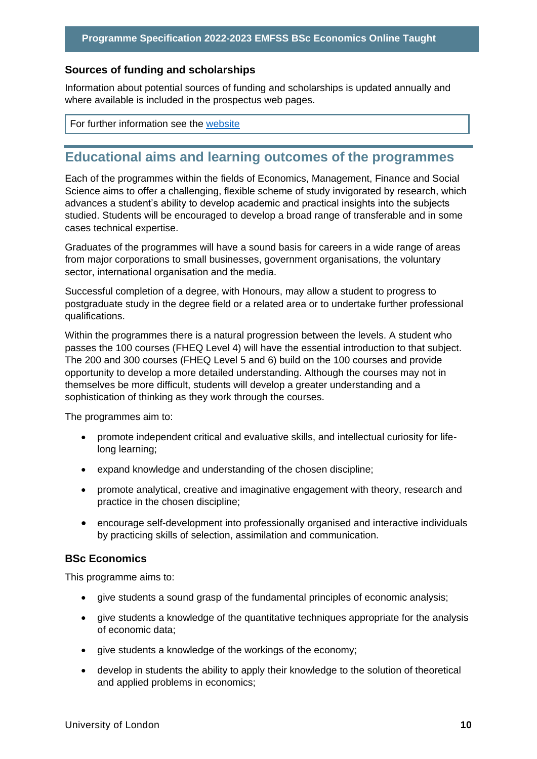### Sources of funding and scholarships

Information about potential sources of funding and scholarships is updated annually and where available is included in the prospectus web pages.

For further information see the [website](website)

## Educational aims and learning outcomes of the programmes

Each of the programmes within the fields of Economics, Management, Finance and Social Science aims to offer a challenging, flexible scheme of study invigorated by research, which advances a student's ability to develop academic and practical insights into the subjects studied. Students will be encouraged to develop a broad range of transferable and in some cases technical expertise.

Graduates of the programmes will have a sound basis for careers in a wide range of areas from major corporations to small businesses, government organisations, the voluntary sector, international organisation and the media.

Successful completion of a degree, with Honours, may allow a student to progress to postgraduate study in the degree field or a related area or to undertake further professional qualifications.

Within the programmes there is a natural progression between the levels. A student who passes the 100 courses (FHEQ Level 4) will have the essential introduction to that subject. The 200 and 300 courses (FHEQ Level 5 and 6) build on the 100 courses and provide opportunity to develop a more detailed understanding. Although the courses may not in themselves be more difficult, students will develop a greater understanding and a sophistication of thinking as they work through the courses.

The programmes aim to:

- promote independent critical and evaluative skills, and intellectual curiosity for life-long learning;
- expand knowledge and understanding of the chosen discipline;
- promote analytical, creative and imaginative engagement with theory, research and practice in the chosen discipline;
- encourage self-development into professionally organised and interactive individuals by practicing skills of selection, assimilation and communication.

### BSc Economics

This programme aims to:

- give students a sound grasp of the fundamental principles of economic analysis;
- give students a knowledge of the quantitative techniques appropriate for the analysis of economic data;
- give students a knowledge of the workings of the economy;
- develop in students the ability to apply their knowledge to the solution of theoretical and applied problems in economics;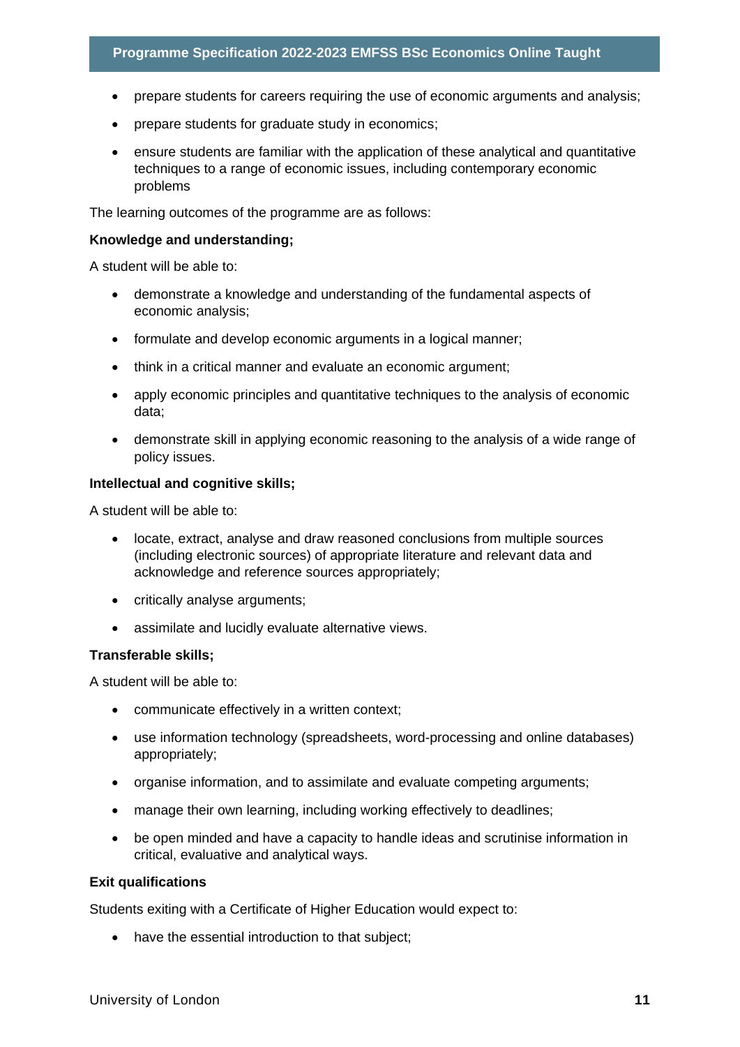- prepare students for careers requiring the use of economic arguments and analysis;
- prepare students for graduate study in economics;
- ensure students are familiar with the application of these analytical and quantitative techniques to a range of economic issues, including contemporary economic problems

The learning outcomes of the programme are as follows:

**Knowledge and understanding;**

A student will be able to:

- demonstrate a knowledge and understanding of the fundamental aspects of economic analysis;
- formulate and develop economic arguments in a logical manner;
- think in a critical manner and evaluate an economic argument;
- apply economic principles and quantitative techniques to the analysis of economic data;
- demonstrate skill in applying economic reasoning to the analysis of a wide range of policy issues.

**Intellectual and cognitive skills;**

A student will be able to:

- locate, extract, analyse and draw reasoned conclusions from multiple sources (including electronic sources) of appropriate literature and relevant data and acknowledge and reference sources appropriately;
- critically analyse arguments;
- assimilate and lucidly evaluate alternative views.

**Transferable skills;**

A student will be able to:

- communicate effectively in a written context;
- use information technology (spreadsheets, word-processing and online databases) appropriately;
- organise information, and to assimilate and evaluate competing arguments;
- manage their own learning, including working effectively to deadlines;
- be open minded and have a capacity to handle ideas and scrutinise information in critical, evaluative and analytical ways.

**Exit qualifications**

Students exiting with a Certificate of Higher Education would expect to:

- have the essential introduction to that subject;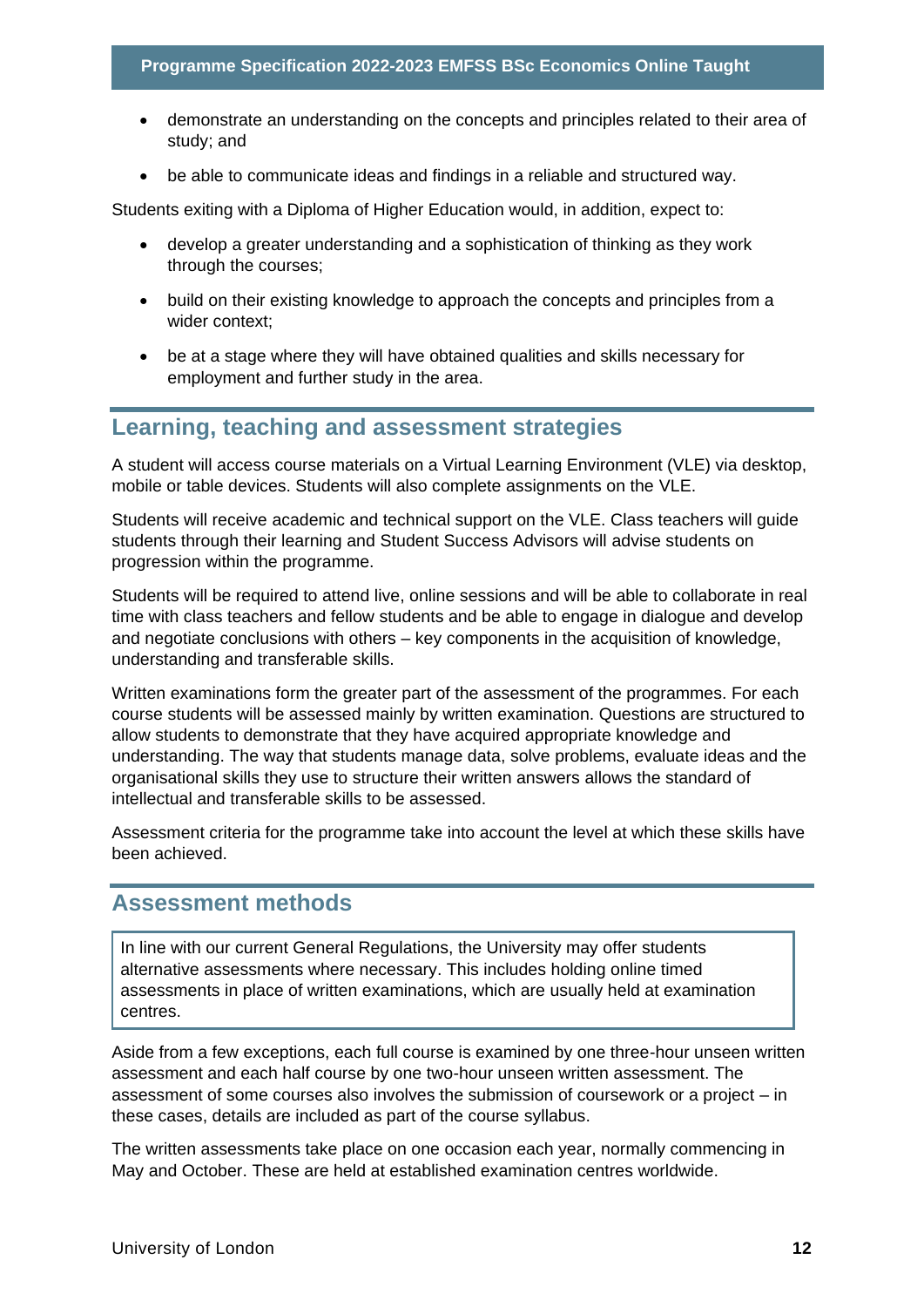- demonstrate an understanding on the concepts and principles related to their area of study; and
- be able to communicate ideas and findings in a reliable and structured way.

Students exiting with a Diploma of Higher Education would, in addition, expect to:

- develop a greater understanding and a sophistication of thinking as they work through the courses;
- build on their existing knowledge to approach the concepts and principles from a wider context;
- be at a stage where they will have obtained qualities and skills necessary for employment and further study in the area.

## Learning, teaching and assessment strategies

A student will access course materials on a Virtual Learning Environment (VLE) via desktop, mobile or table devices. Students will also complete assignments on the VLE.

Students will receive academic and technical support on the VLE. Class teachers will guide students through their learning and Student Success Advisors will advise students on progression within the programme.

Students will be required to attend live, online sessions and will be able to collaborate in real time with class teachers and fellow students and be able to engage in dialogue and develop and negotiate conclusions with others – key components in the acquisition of knowledge, understanding and transferable skills.

Written examinations form the greater part of the assessment of the programmes. For each course students will be assessed mainly by written examination. Questions are structured to allow students to demonstrate that they have acquired appropriate knowledge and understanding. The way that students manage data, solve problems, evaluate ideas and the organisational skills they use to structure their written answers allows the standard of intellectual and transferable skills to be assessed.

Assessment criteria for the programme take into account the level at which these skills have been achieved.

## Assessment methods

In line with our current General Regulations, the University may offer students alternative assessments where necessary. This includes holding online timed assessments in place of written examinations, which are usually held at examination centres.

Aside from a few exceptions, each full course is examined by one three-hour unseen written assessment and each half course by one two-hour unseen written assessment. The assessment of some courses also involves the submission of coursework or a project – in these cases, details are included as part of the course syllabus.

The written assessments take place on one occasion each year, normally commencing in May and October. These are held at established examination centres worldwide.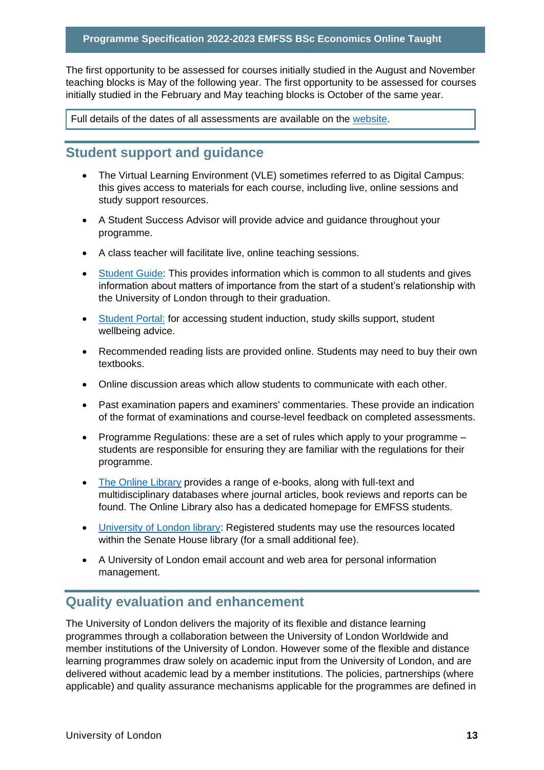The first opportunity to be assessed for courses initially studied in the August and November teaching blocks is May of the following year. The first opportunity to be assessed for courses initially studied in the February and May teaching blocks is October of the same year.

Full details of the dates of all assessments are available on the website.

## Student support and guidance

- The Virtual Learning Environment (VLE) sometimes referred to as Digital Campus: this gives access to materials for each course, including live, online sessions and study support resources.
- A Student Success Advisor will provide advice and guidance throughout your programme.
- A class teacher will facilitate live, online teaching sessions.
- Student Guide: This provides information which is common to all students and gives information about matters of importance from the start of a student's relationship with the University of London through to their graduation.
- Student Portal: for accessing student induction, study skills support, student wellbeing advice.
- Recommended reading lists are provided online. Students may need to buy their own textbooks.
- Online discussion areas which allow students to communicate with each other.
- Past examination papers and examiners' commentaries. These provide an indication of the format of examinations and course-level feedback on completed assessments.
- Programme Regulations: these are a set of rules which apply to your programme – students are responsible for ensuring they are familiar with the regulations for their programme.
- The Online Library provides a range of e-books, along with full-text and multidisciplinary databases where journal articles, book reviews and reports can be found. The Online Library also has a dedicated homepage for EMFSS students.
- University of London library: Registered students may use the resources located within the Senate House library (for a small additional fee).
- A University of London email account and web area for personal information management.

## Quality evaluation and enhancement

The University of London delivers the majority of its flexible and distance learning programmes through a collaboration between the University of London Worldwide and member institutions of the University of London. However some of the flexible and distance learning programmes draw solely on academic input from the University of London, and are delivered without academic lead by a member institutions. The policies, partnerships (where applicable) and quality assurance mechanisms applicable for the programmes are defined in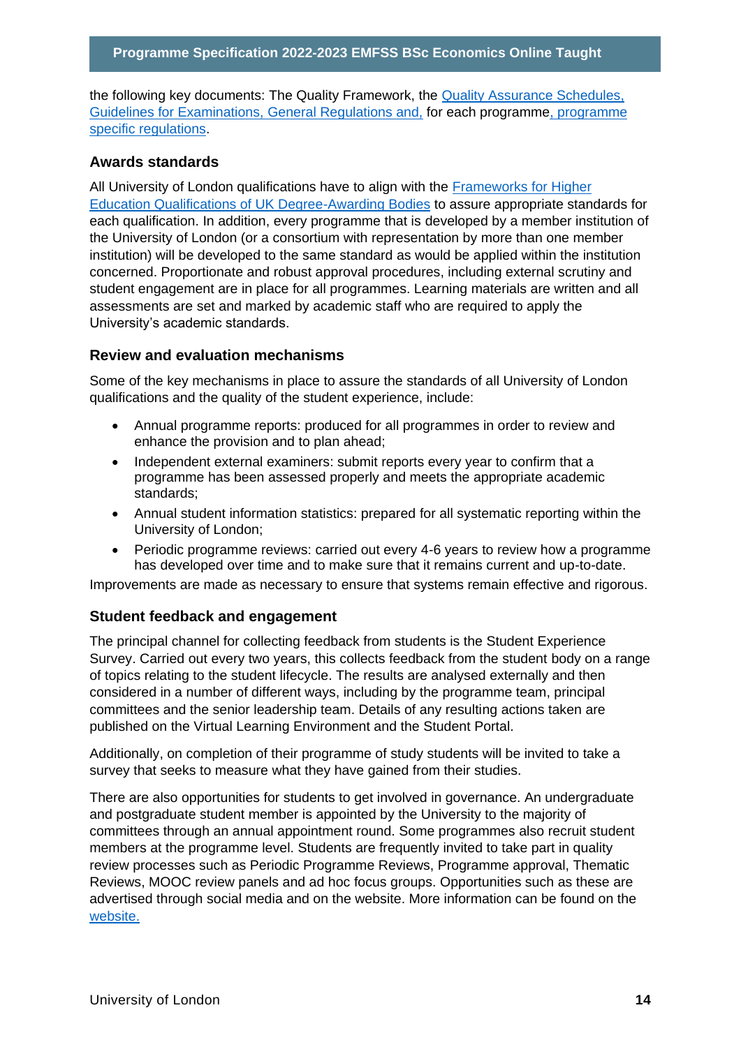the following key documents: The Quality Framework, the Quality Assurance Schedules, Guidelines for Examinations, General Regulations and, for each programme, programme specific regulations.

### Awards standards

All University of London qualifications have to align with the Frameworks for Higher Education Qualifications of UK Degree-Awarding Bodies to assure appropriate standards for each qualification. In addition, every programme that is developed by a member institution of the University of London (or a consortium with representation by more than one member institution) will be developed to the same standard as would be applied within the institution concerned. Proportionate and robust approval procedures, including external scrutiny and student engagement are in place for all programmes. Learning materials are written and all assessments are set and marked by academic staff who are required to apply the University's academic standards.

### Review and evaluation mechanisms

Some of the key mechanisms in place to assure the standards of all University of London qualifications and the quality of the student experience, include:

- Annual programme reports: produced for all programmes in order to review and enhance the provision and to plan ahead;
- Independent external examiners: submit reports every year to confirm that a programme has been assessed properly and meets the appropriate academic standards;
- Annual student information statistics: prepared for all systematic reporting within the University of London;
- Periodic programme reviews: carried out every 4-6 years to review how a programme has developed over time and to make sure that it remains current and up-to-date.

Improvements are made as necessary to ensure that systems remain effective and rigorous.

### Student feedback and engagement

The principal channel for collecting feedback from students is the Student Experience Survey. Carried out every two years, this collects feedback from the student body on a range of topics relating to the student lifecycle. The results are analysed externally and then considered in a number of different ways, including by the programme team, principal committees and the senior leadership team. Details of any resulting actions taken are published on the Virtual Learning Environment and the Student Portal.

Additionally, on completion of their programme of study students will be invited to take a survey that seeks to measure what they have gained from their studies.

There are also opportunities for students to get involved in governance. An undergraduate and postgraduate student member is appointed by the University to the majority of committees through an annual appointment round. Some programmes also recruit student members at the programme level. Students are frequently invited to take part in quality review processes such as Periodic Programme Reviews, Programme approval, Thematic Reviews, MOOC review panels and ad hoc focus groups. Opportunities such as these are advertised through social media and on the website. More information can be found on the website.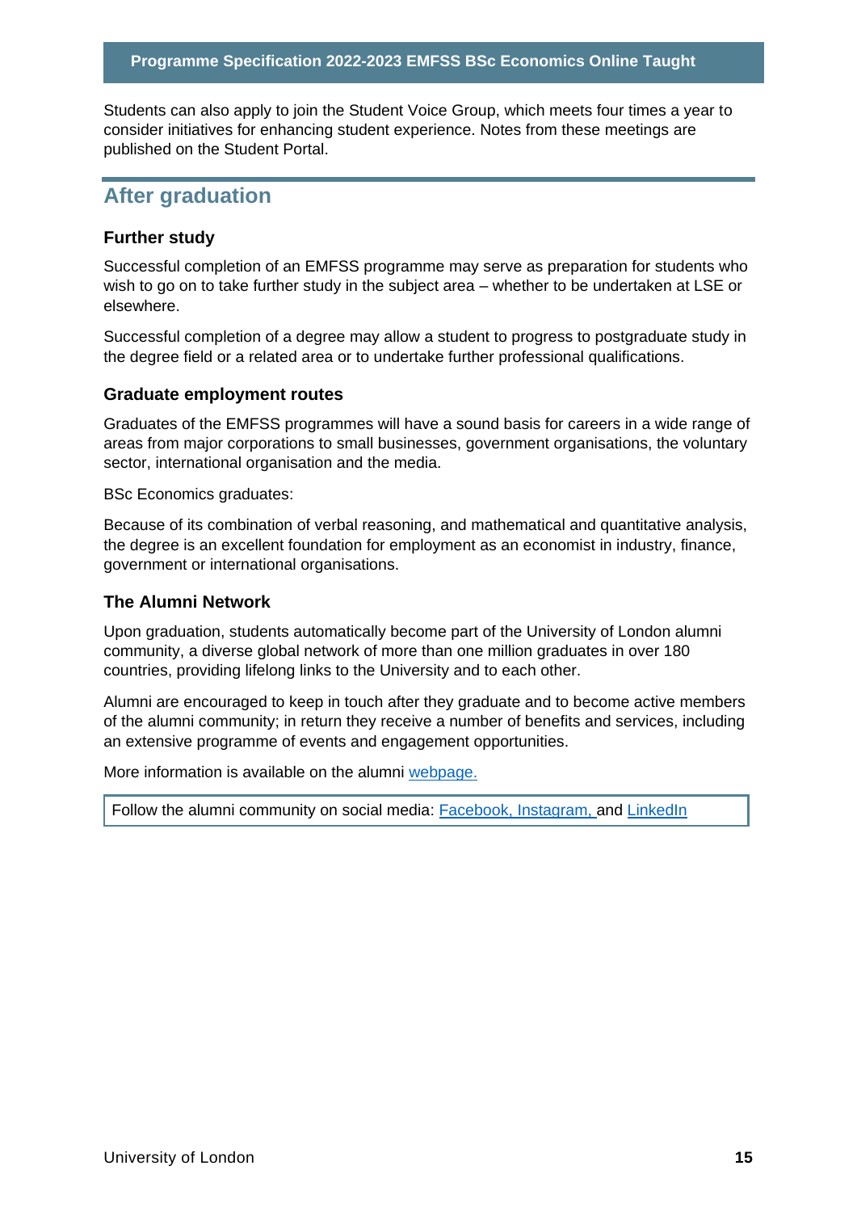Students can also apply to join the Student Voice Group, which meets four times a year to consider initiatives for enhancing student experience. Notes from these meetings are published on the Student Portal.

## After graduation

### Further study

Successful completion of an EMFSS programme may serve as preparation for students who wish to go on to take further study in the subject area – whether to be undertaken at LSE or elsewhere.

Successful completion of a degree may allow a student to progress to postgraduate study in the degree field or a related area or to undertake further professional qualifications.

### Graduate employment routes

Graduates of the EMFSS programmes will have a sound basis for careers in a wide range of areas from major corporations to small businesses, government organisations, the voluntary sector, international organisation and the media.

BSc Economics graduates:

Because of its combination of verbal reasoning, and mathematical and quantitative analysis, the degree is an excellent foundation for employment as an economist in industry, finance, government or international organisations.

### The Alumni Network

Upon graduation, students automatically become part of the University of London alumni community, a diverse global network of more than one million graduates in over 180 countries, providing lifelong links to the University and to each other.

Alumni are encouraged to keep in touch after they graduate and to become active members of the alumni community; in return they receive a number of benefits and services, including an extensive programme of events and engagement opportunities.

More information is available on the alumni webpage.

Follow the alumni community on social media: Facebook, Instagram, and LinkedIn